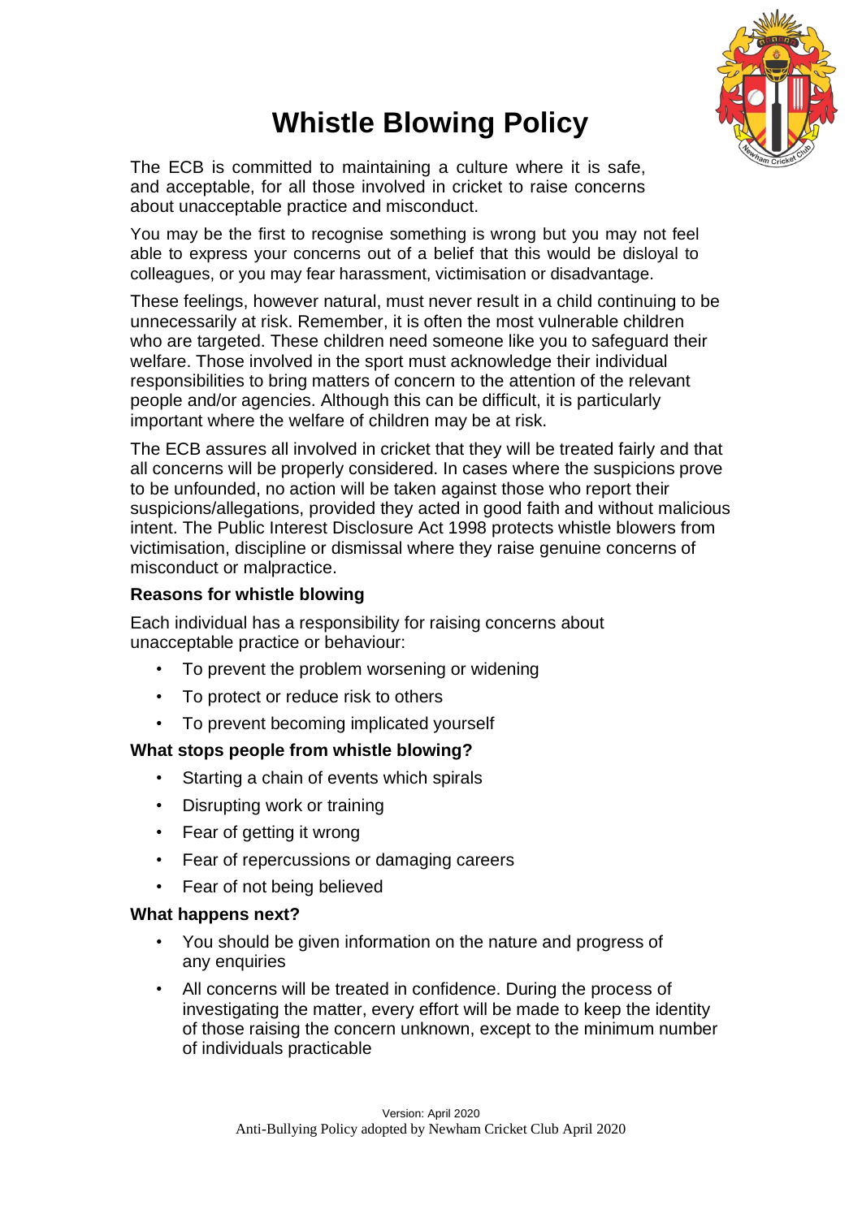# Whistle Blowing Policy

The ECB is committed to maintaining a culture where it is safe, and acceptable, for all those involved in cricket to raise concerns about unacceptable practice and misconduct.

You may be the first to recognise something is wrong but you may not feel able to express your concerns out of a belief that this would be disloyal to colleagues, or you may fear harassment, victimisation or disadvantage.

These feelings, however natural, must never result in a child continuing to be unnecessarily at risk. Remember, it is often the most vulnerable children who are targeted. These children need someone like you to safeguard their welfare. Those involved in the sport must acknowledge their individual responsibilities to bring matters of concern to the attention of the relevant people and/or agencies. Although this can be difficult, it is particularly important where the welfare of children may be at risk.

The ECB assures all involved in cricket that they will be treated fairly and that all concerns will be properly considered. In cases where the suspicions prove to be unfounded, no action will be taken against those who report their suspicions/allegations, provided they acted in good faith and without malicious intent. The Public Interest Disclosure Act 1998 protects whistle blowers from victimisation, discipline or dismissal where they raise genuine concerns of misconduct or malpractice.

**Reasons for whistle blowing**

Each individual has a responsibility for raising concerns about unacceptable practice or behaviour:

- To prevent the problem worsening or widening
- To protect or reduce risk to others
- To prevent becoming implicated yourself

**What stops people from whistle blowing?**

- Starting a chain of events which spirals
- Disrupting work or training
- Fear of getting it wrong
- Fear of repercussions or damaging careers
- Fear of not being believed

**What happens next?**

- You should be given information on the nature and progress of any enquiries
- All concerns will be treated in confidence. During the process of investigating the matter, every effort will be made to keep the identity of those raising the concern unknown, except to the minimum number of individuals practicable

Version: April 2020
Anti-Bullying Policy adopted by Newham Cricket Club April 2020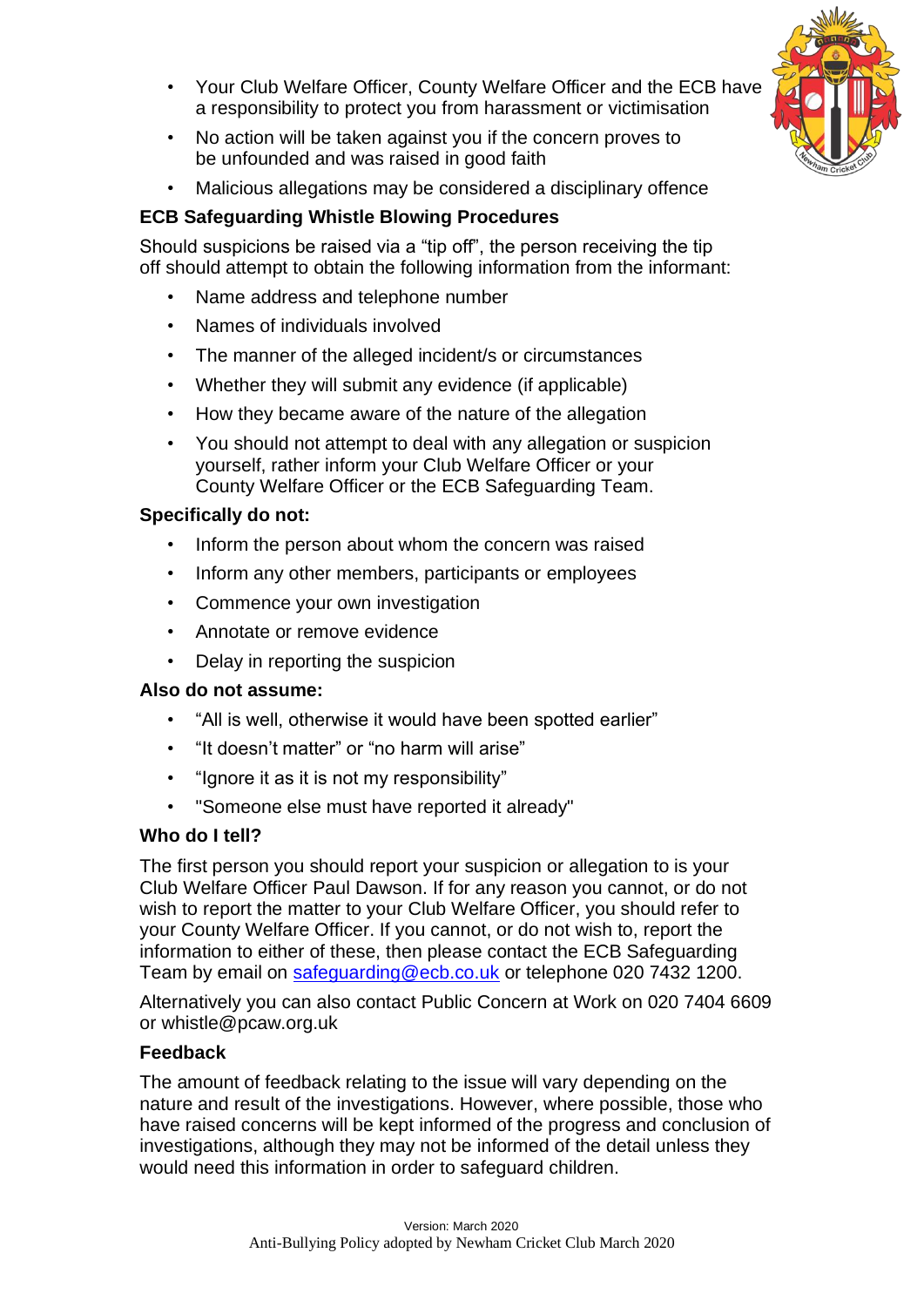- Your Club Welfare Officer, County Welfare Officer and the ECB have a responsibility to protect you from harassment or victimisation
- No action will be taken against you if the concern proves to be unfounded and was raised in good faith
- Malicious allegations may be considered a disciplinary offence

**ECB Safeguarding Whistle Blowing Procedures**

Should suspicions be raised via a "tip off", the person receiving the tip off should attempt to obtain the following information from the informant:

- Name address and telephone number
- Names of individuals involved
- The manner of the alleged incident/s or circumstances
- Whether they will submit any evidence (if applicable)
- How they became aware of the nature of the allegation
- You should not attempt to deal with any allegation or suspicion yourself, rather inform your Club Welfare Officer or your County Welfare Officer or the ECB Safeguarding Team.

**Specifically do not:**

- Inform the person about whom the concern was raised
- Inform any other members, participants or employees
- Commence your own investigation
- Annotate or remove evidence
- Delay in reporting the suspicion

**Also do not assume:**

- "All is well, otherwise it would have been spotted earlier"
- "It doesn't matter" or "no harm will arise"
- "Ignore it as it is not my responsibility"
- "Someone else must have reported it already"

**Who do I tell?**

The first person you should report your suspicion or allegation to is your Club Welfare Officer Paul Dawson. If for any reason you cannot, or do not wish to report the matter to your Club Welfare Officer, you should refer to your County Welfare Officer. If you cannot, or do not wish to, report the information to either of these, then please contact the ECB Safeguarding Team by email on safeguarding@ecb.co.uk or telephone 020 7432 1200.

Alternatively you can also contact Public Concern at Work on 020 7404 6609 or whistle@pcaw.org.uk

**Feedback**

The amount of feedback relating to the issue will vary depending on the nature and result of the investigations. However, where possible, those who have raised concerns will be kept informed of the progress and conclusion of investigations, although they may not be informed of the detail unless they would need this information in order to safeguard children.

Version: March 2020
Anti-Bullying Policy adopted by Newham Cricket Club March 2020